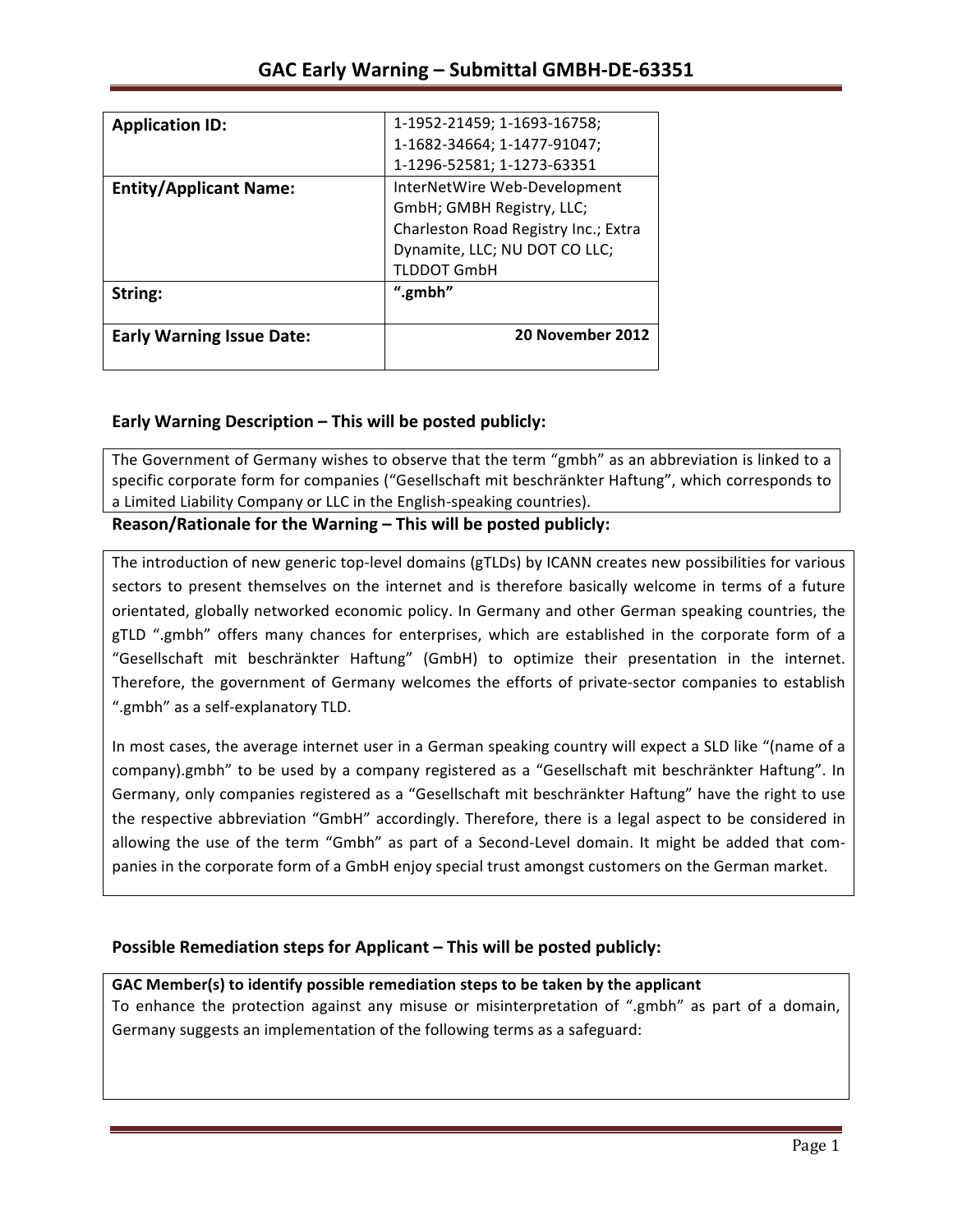# GAC Early Warning – Submittal GMBH-DE-63351

| **Application ID:** | 1-1952-21459; 1-1693-16758; 1-1682-34664; 1-1477-91047; 1-1296-52581; 1-1273-63351 |
|---|---|
| **Entity/Applicant Name:** | InterNetWire Web-Development GmbH; GMBH Registry, LLC; Charleston Road Registry Inc.; Extra Dynamite, LLC; NU DOT CO LLC; TLDDOT GmbH |
| **String:** | **".gmbh"** |
| **Early Warning Issue Date:** | **20 November 2012** |

## Early Warning Description – This will be posted publicly:

The Government of Germany wishes to observe that the term "gmbh" as an abbreviation is linked to a specific corporate form for companies ("Gesellschaft mit beschränkter Haftung", which corresponds to a Limited Liability Company or LLC in the English-speaking countries).

## Reason/Rationale for the Warning – This will be posted publicly:

The introduction of new generic top-level domains (gTLDs) by ICANN creates new possibilities for various sectors to present themselves on the internet and is therefore basically welcome in terms of a future orientated, globally networked economic policy. In Germany and other German speaking countries, the gTLD ".gmbh" offers many chances for enterprises, which are established in the corporate form of a "Gesellschaft mit beschränkter Haftung" (GmbH) to optimize their presentation in the internet. Therefore, the government of Germany welcomes the efforts of private-sector companies to establish ".gmbh" as a self-explanatory TLD.

In most cases, the average internet user in a German speaking country will expect a SLD like "(name of a company).gmbh" to be used by a company registered as a "Gesellschaft mit beschränkter Haftung". In Germany, only companies registered as a "Gesellschaft mit beschränkter Haftung" have the right to use the respective abbreviation "GmbH" accordingly. Therefore, there is a legal aspect to be considered in allowing the use of the term "Gmbh" as part of a Second-Level domain. It might be added that companies in the corporate form of a GmbH enjoy special trust amongst customers on the German market.

## Possible Remediation steps for Applicant – This will be posted publicly:

**GAC Member(s) to identify possible remediation steps to be taken by the applicant**

To enhance the protection against any misuse or misinterpretation of ".gmbh" as part of a domain, Germany suggests an implementation of the following terms as a safeguard: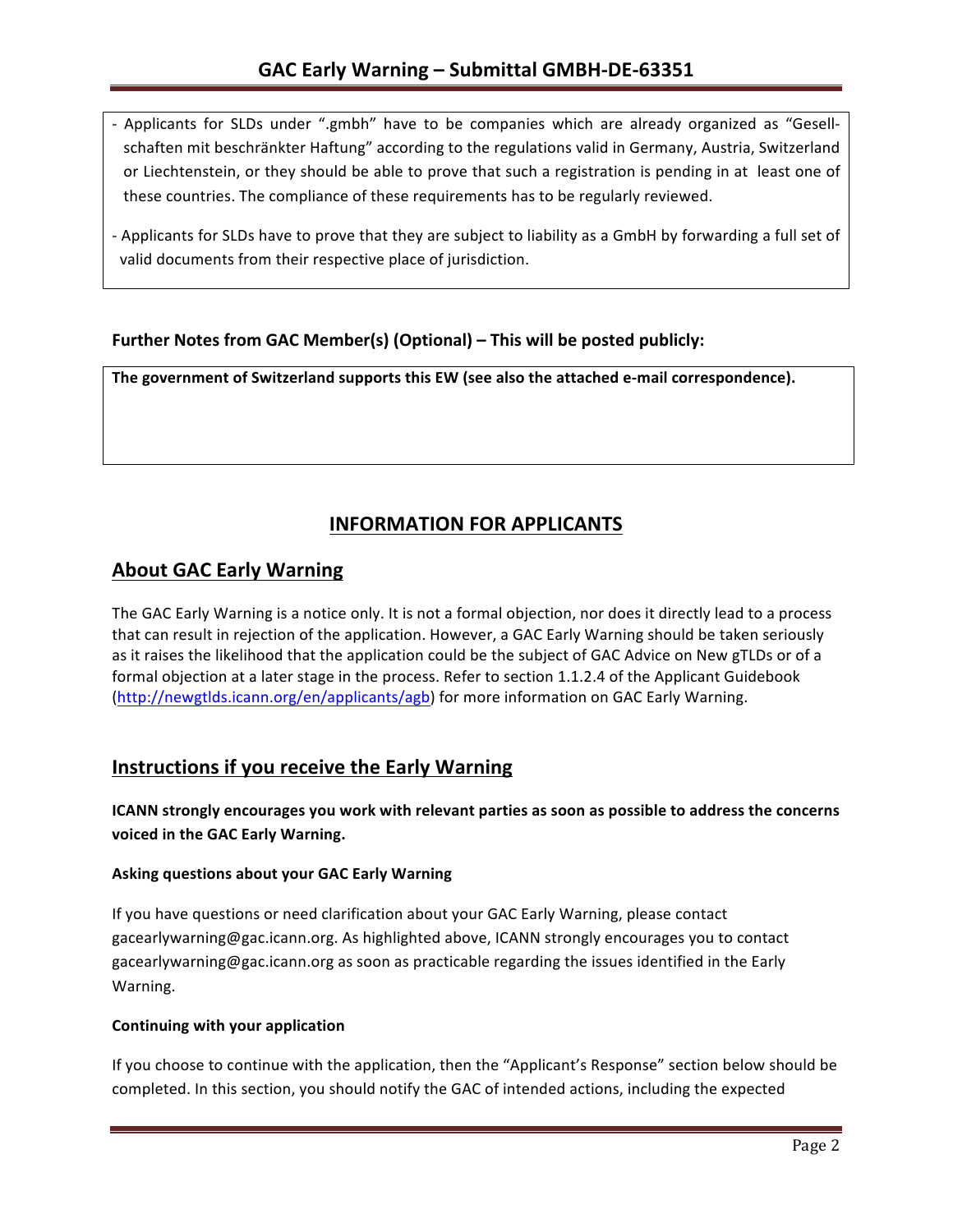- Applicants for SLDs under ".gmbh" have to be companies which are already organized as "Gesellschaften mit beschränkter Haftung" according to the regulations valid in Germany, Austria, Switzerland or Liechtenstein, or they should be able to prove that such a registration is pending in at least one of these countries. The compliance of these requirements has to be regularly reviewed.

- Applicants for SLDs have to prove that they are subject to liability as a GmbH by forwarding a full set of valid documents from their respective place of jurisdiction.

**Further Notes from GAC Member(s) (Optional) – This will be posted publicly:**

**The government of Switzerland supports this EW (see also the attached e-mail correspondence).**

## INFORMATION FOR APPLICANTS

## About GAC Early Warning

The GAC Early Warning is a notice only. It is not a formal objection, nor does it directly lead to a process that can result in rejection of the application. However, a GAC Early Warning should be taken seriously as it raises the likelihood that the application could be the subject of GAC Advice on New gTLDs or of a formal objection at a later stage in the process. Refer to section 1.1.2.4 of the Applicant Guidebook (http://newgtlds.icann.org/en/applicants/agb) for more information on GAC Early Warning.

## Instructions if you receive the Early Warning

**ICANN strongly encourages you work with relevant parties as soon as possible to address the concerns voiced in the GAC Early Warning.**

### Asking questions about your GAC Early Warning

If you have questions or need clarification about your GAC Early Warning, please contact gacearlywarning@gac.icann.org. As highlighted above, ICANN strongly encourages you to contact gacearlywarning@gac.icann.org as soon as practicable regarding the issues identified in the Early Warning.

### Continuing with your application

If you choose to continue with the application, then the "Applicant's Response" section below should be completed. In this section, you should notify the GAC of intended actions, including the expected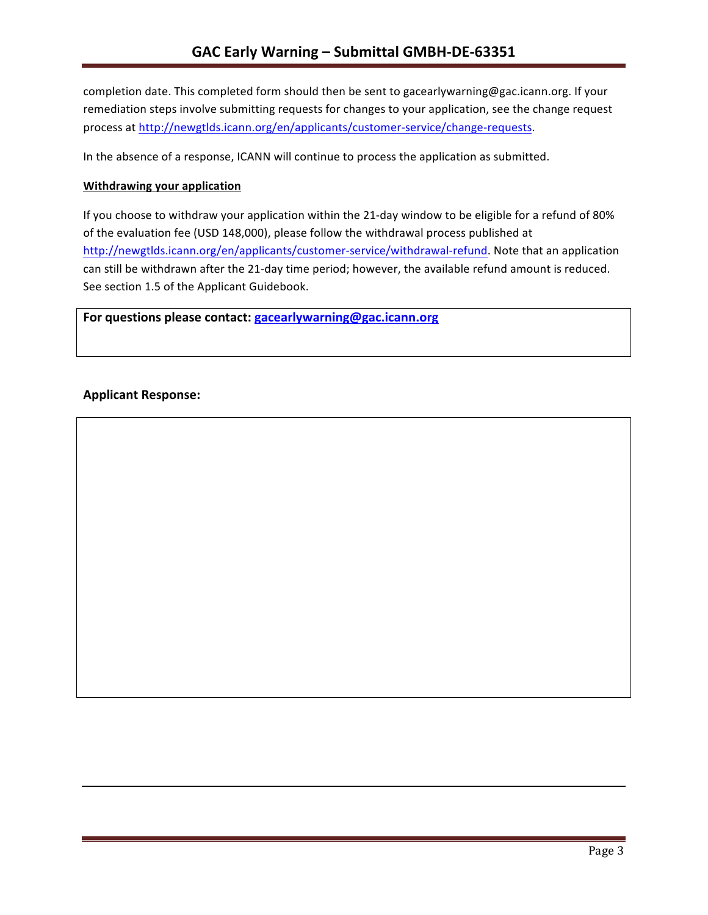completion date. This completed form should then be sent to gacearlywarning@gac.icann.org. If your remediation steps involve submitting requests for changes to your application, see the change request process at http://newgtlds.icann.org/en/applicants/customer-service/change-requests.

In the absence of a response, ICANN will continue to process the application as submitted.

**Withdrawing your application**

If you choose to withdraw your application within the 21-day window to be eligible for a refund of 80% of the evaluation fee (USD 148,000), please follow the withdrawal process published at http://newgtlds.icann.org/en/applicants/customer-service/withdrawal-refund. Note that an application can still be withdrawn after the 21-day time period; however, the available refund amount is reduced. See section 1.5 of the Applicant Guidebook.

**For questions please contact: gacearlywarning@gac.icann.org**

**Applicant Response:**